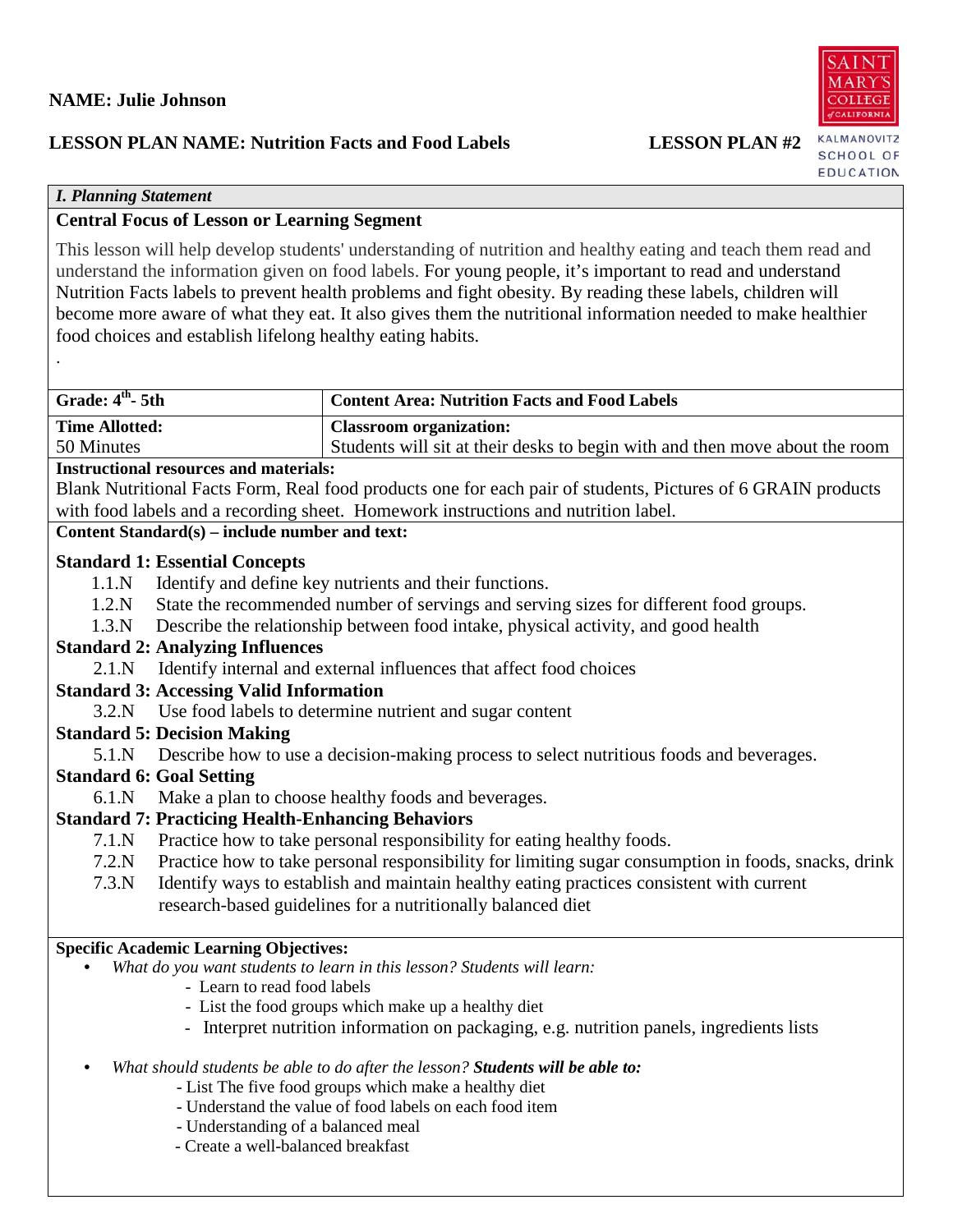**NAME: Julie Johnson**

**LESSON PLAN NAME: Nutrition Facts and Food Labels** **LESSON PLAN #2**

*I. Planning Statement*

**Central Focus of Lesson or Learning Segment**

This lesson will help develop students' understanding of nutrition and healthy eating and teach them read and understand the information given on food labels. For young people, it's important to read and understand Nutrition Facts labels to prevent health problems and fight obesity. By reading these labels, children will become more aware of what they eat. It also gives them the nutritional information needed to make healthier food choices and establish lifelong healthy eating habits.

.

| **Grade: 4th- 5th** | **Content Area: Nutrition Facts and Food Labels** |
|---|---|
| **Time Allotted:** 50 Minutes | **Classroom organization:** Students will sit at their desks to begin with and then move about the room |

**Instructional resources and materials:**

Blank Nutritional Facts Form, Real food products one for each pair of students, Pictures of 6 GRAIN products with food labels and a recording sheet. Homework instructions and nutrition label.

**Content Standard(s) – include number and text:**

**Standard 1: Essential Concepts**

- 1.1.N Identify and define key nutrients and their functions.
- 1.2.N State the recommended number of servings and serving sizes for different food groups.
- 1.3.N Describe the relationship between food intake, physical activity, and good health

**Standard 2: Analyzing Influences**

- 2.1.N Identify internal and external influences that affect food choices

**Standard 3: Accessing Valid Information**

- 3.2.N Use food labels to determine nutrient and sugar content

**Standard 5: Decision Making**

- 5.1.N Describe how to use a decision-making process to select nutritious foods and beverages.

**Standard 6: Goal Setting**

- 6.1.N Make a plan to choose healthy foods and beverages.

**Standard 7: Practicing Health-Enhancing Behaviors**

- 7.1.N Practice how to take personal responsibility for eating healthy foods.
- 7.2.N Practice how to take personal responsibility for limiting sugar consumption in foods, snacks, drink
- 7.3.N Identify ways to establish and maintain healthy eating practices consistent with current research-based guidelines for a nutritionally balanced diet

**Specific Academic Learning Objectives:**

- *What do you want students to learn in this lesson? Students will learn:*
  - Learn to read food labels
  - List the food groups which make up a healthy diet
  - Interpret nutrition information on packaging, e.g. nutrition panels, ingredients lists
- *What should students be able to do after the lesson?* ***Students will be able to:***
  - List The five food groups which make a healthy diet
  - Understand the value of food labels on each food item
  - Understanding of a balanced meal
  - Create a well-balanced breakfast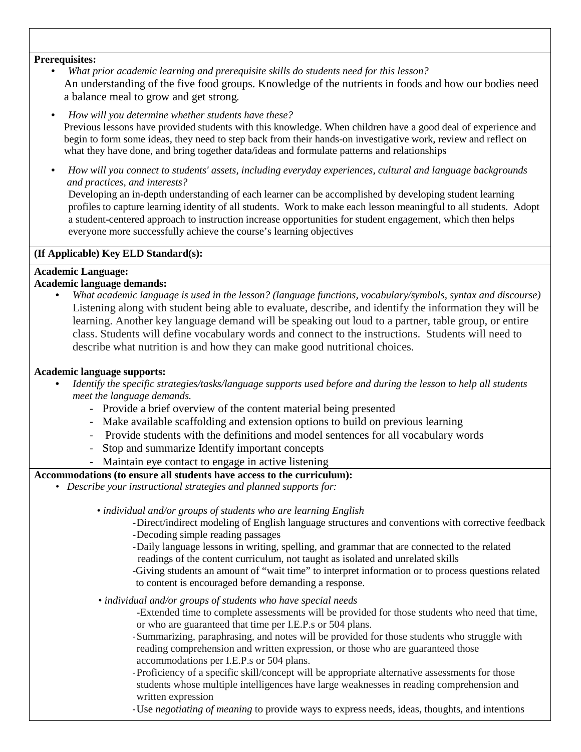**Prerequisites:**

- *What prior academic learning and prerequisite skills do students need for this lesson?*
  An understanding of the five food groups. Knowledge of the nutrients in foods and how our bodies need a balance meal to grow and get strong.

- *How will you determine whether students have these?*
  Previous lessons have provided students with this knowledge. When children have a good deal of experience and begin to form some ideas, they need to step back from their hands-on investigative work, review and reflect on what they have done, and bring together data/ideas and formulate patterns and relationships

- *How will you connect to students' assets, including everyday experiences, cultural and language backgrounds and practices, and interests?*
  Developing an in-depth understanding of each learner can be accomplished by developing student learning profiles to capture learning identity of all students. Work to make each lesson meaningful to all students. Adopt a student-centered approach to instruction increase opportunities for student engagement, which then helps everyone more successfully achieve the course's learning objectives

**(If Applicable) Key ELD Standard(s):**

**Academic Language:**

**Academic language demands:**

- *What academic language is used in the lesson? (language functions, vocabulary/symbols, syntax and discourse)*
  Listening along with student being able to evaluate, describe, and identify the information they will be learning. Another key language demand will be speaking out loud to a partner, table group, or entire class. Students will define vocabulary words and connect to the instructions. Students will need to describe what nutrition is and how they can make good nutritional choices.

**Academic language supports:**

- *Identify the specific strategies/tasks/language supports used before and during the lesson to help all students meet the language demands.*
  - Provide a brief overview of the content material being presented
  - Make available scaffolding and extension options to build on previous learning
  - Provide students with the definitions and model sentences for all vocabulary words
  - Stop and summarize Identify important concepts
  - Maintain eye contact to engage in active listening

**Accommodations (to ensure all students have access to the curriculum):**

- *Describe your instructional strategies and planned supports for:*
  - *individual and/or groups of students who are learning English*
    - Direct/indirect modeling of English language structures and conventions with corrective feedback
    - Decoding simple reading passages
    - Daily language lessons in writing, spelling, and grammar that are connected to the related readings of the content curriculum, not taught as isolated and unrelated skills
    - Giving students an amount of "wait time" to interpret information or to process questions related to content is encouraged before demanding a response.
  - *individual and/or groups of students who have special needs*
    - Extended time to complete assessments will be provided for those students who need that time, or who are guaranteed that time per I.E.P.s or 504 plans.
    - Summarizing, paraphrasing, and notes will be provided for those students who struggle with reading comprehension and written expression, or those who are guaranteed those accommodations per I.E.P.s or 504 plans.
    - Proficiency of a specific skill/concept will be appropriate alternative assessments for those students whose multiple intelligences have large weaknesses in reading comprehension and written expression
    - Use *negotiating of meaning* to provide ways to express needs, ideas, thoughts, and intentions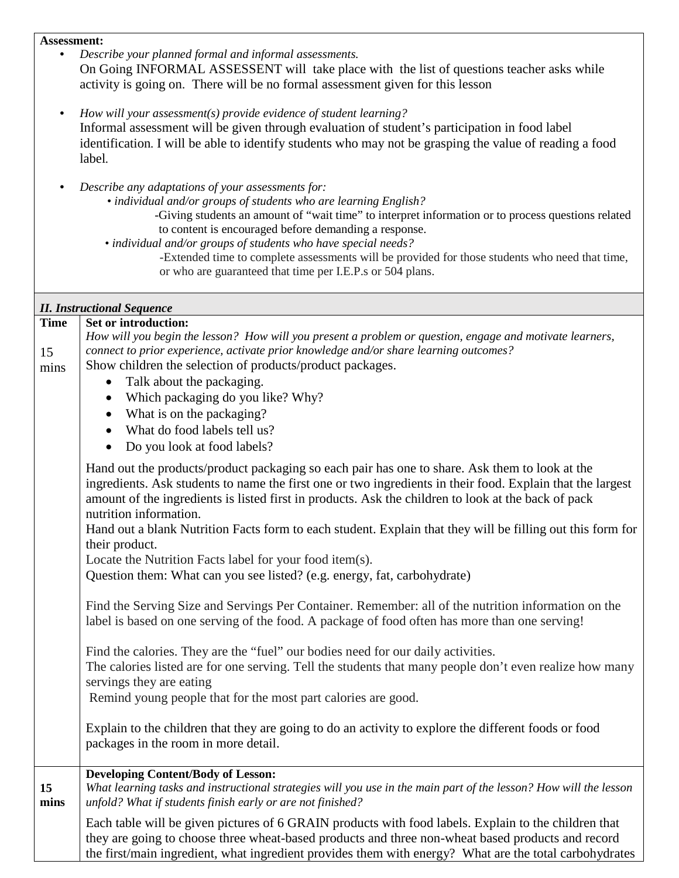**Assessment:**

- *Describe your planned formal and informal assessments.*
  On Going INFORMAL ASSESSENT will take place with the list of questions teacher asks while activity is going on. There will be no formal assessment given for this lesson

- *How will your assessment(s) provide evidence of student learning?*
  Informal assessment will be given through evaluation of student's participation in food label identification. I will be able to identify students who may not be grasping the value of reading a food label.

- *Describe any adaptations of your assessments for:*
  - *individual and/or groups of students who are learning English?*
    -Giving students an amount of "wait time" to interpret information or to process questions related to content is encouraged before demanding a response.
  - *individual and/or groups of students who have special needs?*
    -Extended time to complete assessments will be provided for those students who need that time, or who are guaranteed that time per I.E.P.s or 504 plans.

***II. Instructional Sequence***

| Time | |
|---|---|
| 15 mins | **Set or introduction:**<br>*How will you begin the lesson? How will you present a problem or question, engage and motivate learners, connect to prior experience, activate prior knowledge and/or share learning outcomes?*<br>Show children the selection of products/product packages.<br>• Talk about the packaging.<br>• Which packaging do you like? Why?<br>• What is on the packaging?<br>• What do food labels tell us?<br>• Do you look at food labels?<br><br>Hand out the products/product packaging so each pair has one to share. Ask them to look at the ingredients. Ask students to name the first one or two ingredients in their food. Explain that the largest amount of the ingredients is listed first in products. Ask the children to look at the back of pack nutrition information.<br>Hand out a blank Nutrition Facts form to each student. Explain that they will be filling out this form for their product.<br>Locate the Nutrition Facts label for your food item(s).<br>Question them: What can you see listed? (e.g. energy, fat, carbohydrate)<br><br>Find the Serving Size and Servings Per Container. Remember: all of the nutrition information on the label is based on one serving of the food. A package of food often has more than one serving!<br><br>Find the calories. They are the "fuel" our bodies need for our daily activities.<br>The calories listed are for one serving. Tell the students that many people don't even realize how many servings they are eating<br>Remind young people that for the most part calories are good.<br><br>Explain to the children that they are going to do an activity to explore the different foods or food packages in the room in more detail. |
| **15 mins** | **Developing Content/Body of Lesson:**<br>*What learning tasks and instructional strategies will you use in the main part of the lesson? How will the lesson unfold? What if students finish early or are not finished?*<br>Each table will be given pictures of 6 GRAIN products with food labels. Explain to the children that they are going to choose three wheat-based products and three non-wheat based products and record the first/main ingredient, what ingredient provides them with energy? What are the total carbohydrates |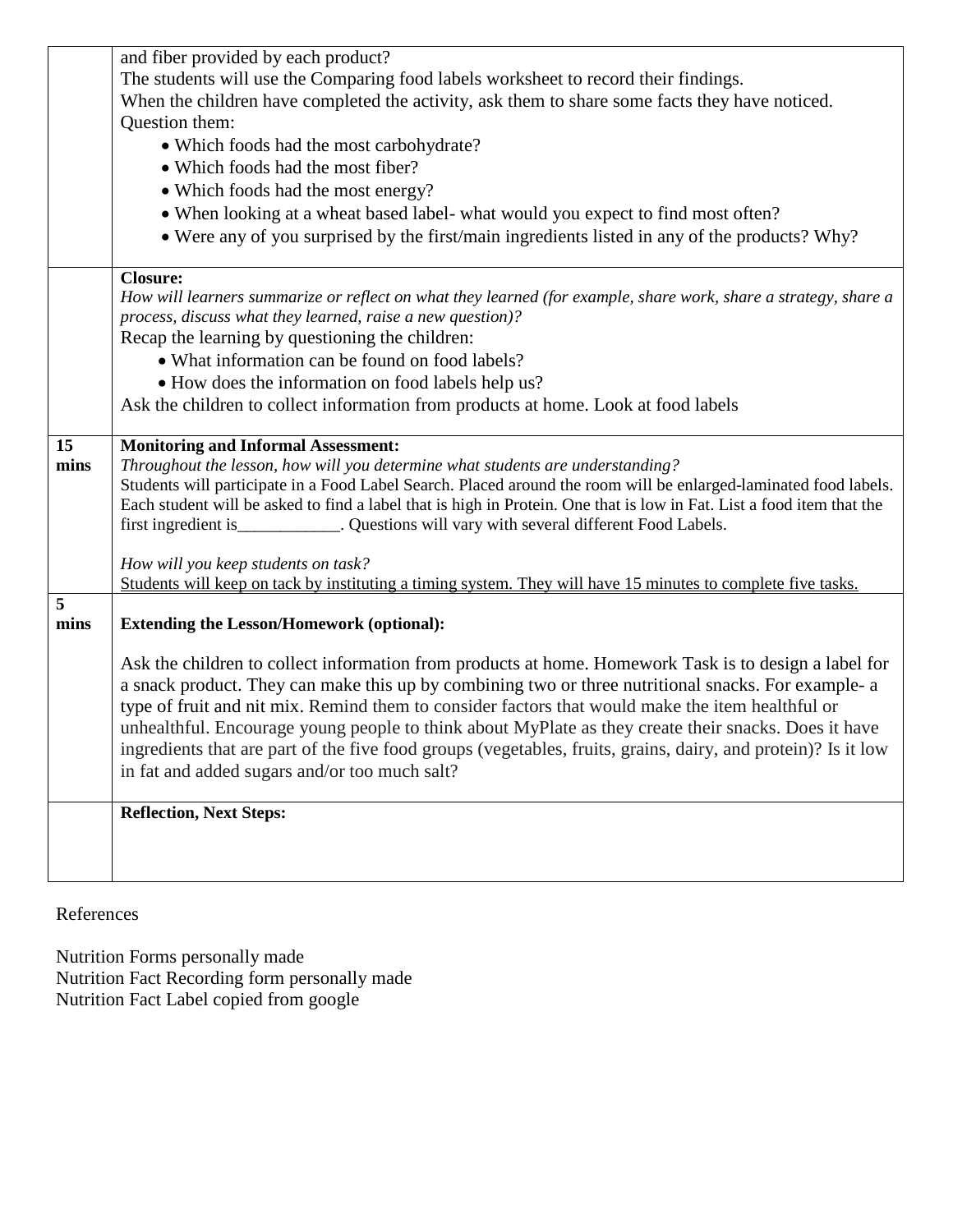| | |
|---|---|
| | and fiber provided by each product?<br>The students will use the Comparing food labels worksheet to record their findings.<br>When the children have completed the activity, ask them to share some facts they have noticed.<br>Question them:<br>• Which foods had the most carbohydrate?<br>• Which foods had the most fiber?<br>• Which foods had the most energy?<br>• When looking at a wheat based label- what would you expect to find most often?<br>• Were any of you surprised by the first/main ingredients listed in any of the products? Why? |
| | **Closure:**<br>*How will learners summarize or reflect on what they learned (for example, share work, share a strategy, share a process, discuss what they learned, raise a new question)?*<br>Recap the learning by questioning the children:<br>• What information can be found on food labels?<br>• How does the information on food labels help us?<br>Ask the children to collect information from products at home. Look at food labels |
| **15 mins** | **Monitoring and Informal Assessment:**<br>*Throughout the lesson, how will you determine what students are understanding?*<br>Students will participate in a Food Label Search. Placed around the room will be enlarged-laminated food labels. Each student will be asked to find a label that is high in Protein. One that is low in Fat. List a food item that the first ingredient is____________. Questions will vary with several different Food Labels.<br><br>*How will you keep students on task?*<br>Students will keep on tack by instituting a timing system. They will have 15 minutes to complete five tasks. |
| **5 mins** | **Extending the Lesson/Homework (optional):**<br><br>Ask the children to collect information from products at home. Homework Task is to design a label for a snack product. They can make this up by combining two or three nutritional snacks. For example- a type of fruit and nit mix. Remind them to consider factors that would make the item healthful or unhealthful. Encourage young people to think about MyPlate as they create their snacks. Does it have ingredients that are part of the five food groups (vegetables, fruits, grains, dairy, and protein)? Is it low in fat and added sugars and/or too much salt? |
| | **Reflection, Next Steps:** |

References

Nutrition Forms personally made
Nutrition Fact Recording form personally made
Nutrition Fact Label copied from google